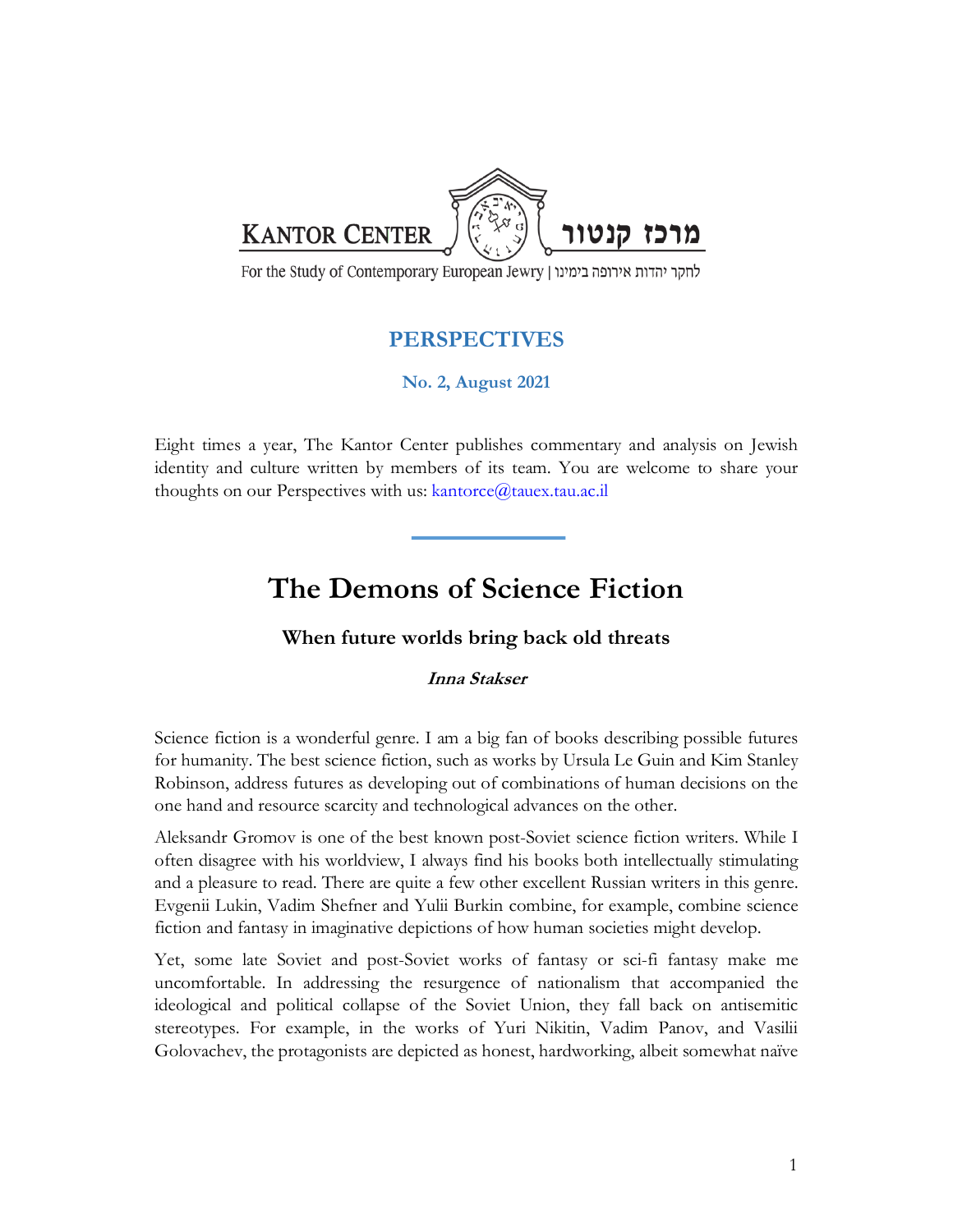KANTOR CENTER מרכז קנטור

For the Study of Contemporary European Jewry | לחקר יהדות אירופה בימינו

## PERSPECTIVES

**No. 2, August 2021**

Eight times a year, The Kantor Center publishes commentary and analysis on Jewish identity and culture written by members of its team. You are welcome to share your thoughts on our Perspectives with us: kantorce@tauex.tau.ac.il

---

# The Demons of Science Fiction

### When future worlds bring back old threats

***Inna Stakser***

Science fiction is a wonderful genre. I am a big fan of books describing possible futures for humanity. The best science fiction, such as works by Ursula Le Guin and Kim Stanley Robinson, address futures as developing out of combinations of human decisions on the one hand and resource scarcity and technological advances on the other.

Aleksandr Gromov is one of the best known post-Soviet science fiction writers. While I often disagree with his worldview, I always find his books both intellectually stimulating and a pleasure to read. There are quite a few other excellent Russian writers in this genre. Evgenii Lukin, Vadim Shefner and Yulii Burkin combine, for example, combine science fiction and fantasy in imaginative depictions of how human societies might develop.

Yet, some late Soviet and post-Soviet works of fantasy or sci-fi fantasy make me uncomfortable. In addressing the resurgence of nationalism that accompanied the ideological and political collapse of the Soviet Union, they fall back on antisemitic stereotypes. For example, in the works of Yuri Nikitin, Vadim Panov, and Vasilii Golovachev, the protagonists are depicted as honest, hardworking, albeit somewhat naïve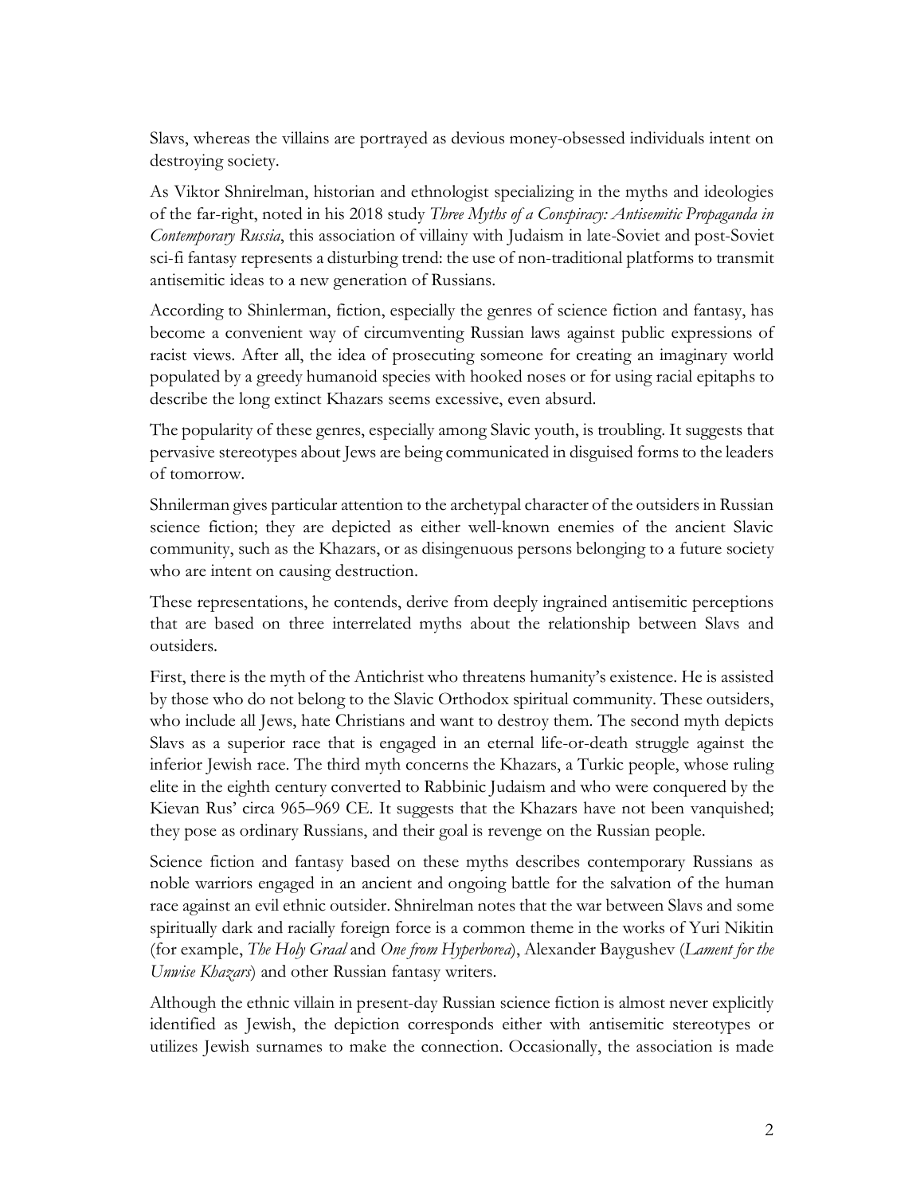Slavs, whereas the villains are portrayed as devious money-obsessed individuals intent on destroying society.

As Viktor Shnirelman, historian and ethnologist specializing in the myths and ideologies of the far-right, noted in his 2018 study *Three Myths of a Conspiracy: Antisemitic Propaganda in Contemporary Russia*, this association of villainy with Judaism in late-Soviet and post-Soviet sci-fi fantasy represents a disturbing trend: the use of non-traditional platforms to transmit antisemitic ideas to a new generation of Russians.

According to Shinlerman, fiction, especially the genres of science fiction and fantasy, has become a convenient way of circumventing Russian laws against public expressions of racist views. After all, the idea of prosecuting someone for creating an imaginary world populated by a greedy humanoid species with hooked noses or for using racial epitaphs to describe the long extinct Khazars seems excessive, even absurd.

The popularity of these genres, especially among Slavic youth, is troubling. It suggests that pervasive stereotypes about Jews are being communicated in disguised forms to the leaders of tomorrow.

Shnilerman gives particular attention to the archetypal character of the outsiders in Russian science fiction; they are depicted as either well-known enemies of the ancient Slavic community, such as the Khazars, or as disingenuous persons belonging to a future society who are intent on causing destruction.

These representations, he contends, derive from deeply ingrained antisemitic perceptions that are based on three interrelated myths about the relationship between Slavs and outsiders.

First, there is the myth of the Antichrist who threatens humanity's existence. He is assisted by those who do not belong to the Slavic Orthodox spiritual community. These outsiders, who include all Jews, hate Christians and want to destroy them. The second myth depicts Slavs as a superior race that is engaged in an eternal life-or-death struggle against the inferior Jewish race. The third myth concerns the Khazars, a Turkic people, whose ruling elite in the eighth century converted to Rabbinic Judaism and who were conquered by the Kievan Rus' circa 965–969 CE. It suggests that the Khazars have not been vanquished; they pose as ordinary Russians, and their goal is revenge on the Russian people.

Science fiction and fantasy based on these myths describes contemporary Russians as noble warriors engaged in an ancient and ongoing battle for the salvation of the human race against an evil ethnic outsider. Shnirelman notes that the war between Slavs and some spiritually dark and racially foreign force is a common theme in the works of Yuri Nikitin (for example, *The Holy Graal* and *One from Hyperborea*), Alexander Baygushev (*Lament for the Unwise Khazars*) and other Russian fantasy writers.

Although the ethnic villain in present-day Russian science fiction is almost never explicitly identified as Jewish, the depiction corresponds either with antisemitic stereotypes or utilizes Jewish surnames to make the connection. Occasionally, the association is made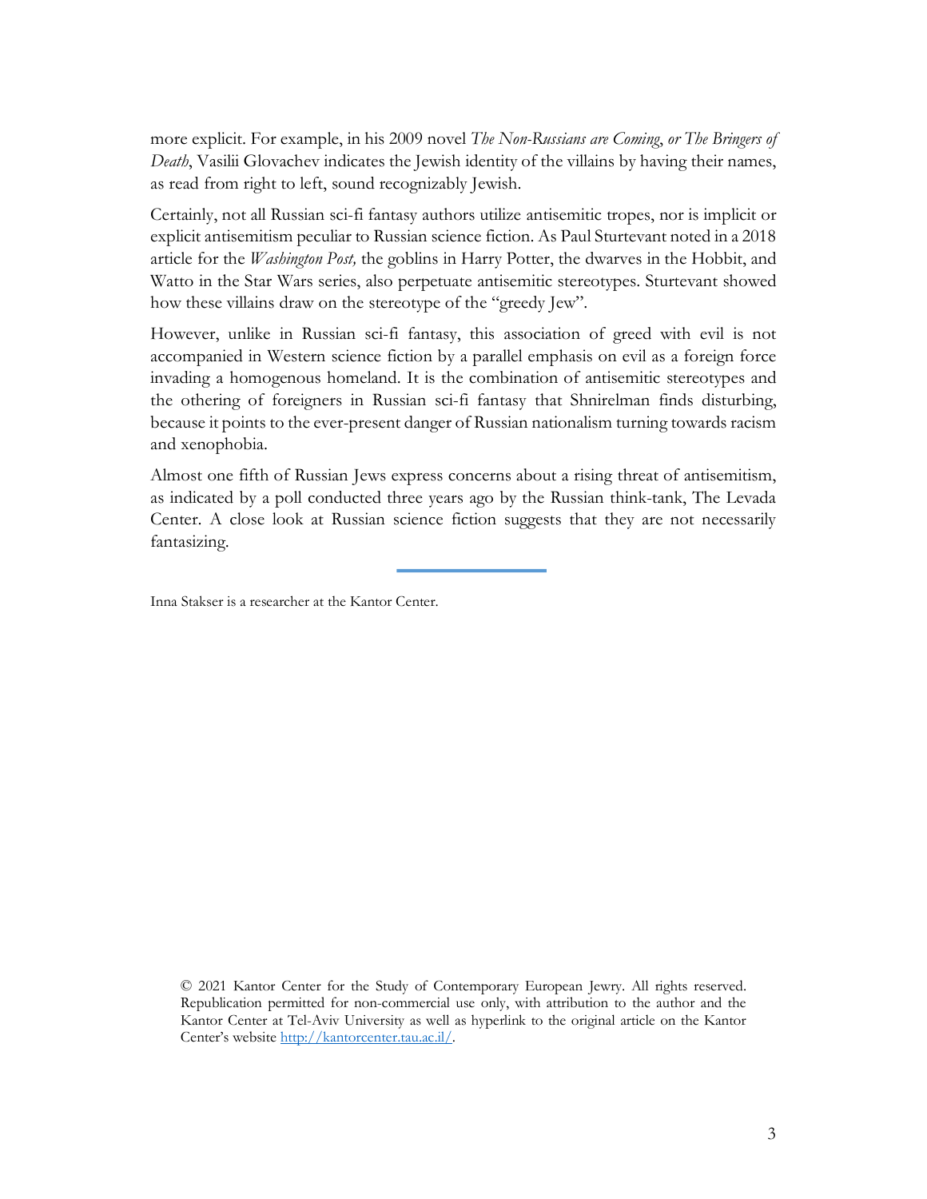more explicit. For example, in his 2009 novel *The Non-Russians are Coming, or The Bringers of Death*, Vasilii Glovachev indicates the Jewish identity of the villains by having their names, as read from right to left, sound recognizably Jewish.

Certainly, not all Russian sci-fi fantasy authors utilize antisemitic tropes, nor is implicit or explicit antisemitism peculiar to Russian science fiction. As Paul Sturtevant noted in a 2018 article for the *Washington Post,* the goblins in Harry Potter, the dwarves in the Hobbit, and Watto in the Star Wars series, also perpetuate antisemitic stereotypes. Sturtevant showed how these villains draw on the stereotype of the "greedy Jew".

However, unlike in Russian sci-fi fantasy, this association of greed with evil is not accompanied in Western science fiction by a parallel emphasis on evil as a foreign force invading a homogenous homeland. It is the combination of antisemitic stereotypes and the othering of foreigners in Russian sci-fi fantasy that Shnirelman finds disturbing, because it points to the ever-present danger of Russian nationalism turning towards racism and xenophobia.

Almost one fifth of Russian Jews express concerns about a rising threat of antisemitism, as indicated by a poll conducted three years ago by the Russian think-tank, The Levada Center. A close look at Russian science fiction suggests that they are not necessarily fantasizing.

---

Inna Stakser is a researcher at the Kantor Center.

© 2021 Kantor Center for the Study of Contemporary European Jewry. All rights reserved. Republication permitted for non-commercial use only, with attribution to the author and the Kantor Center at Tel-Aviv University as well as hyperlink to the original article on the Kantor Center's website [http://kantorcenter.tau.ac.il/](http://kantorcenter.tau.ac.il/).